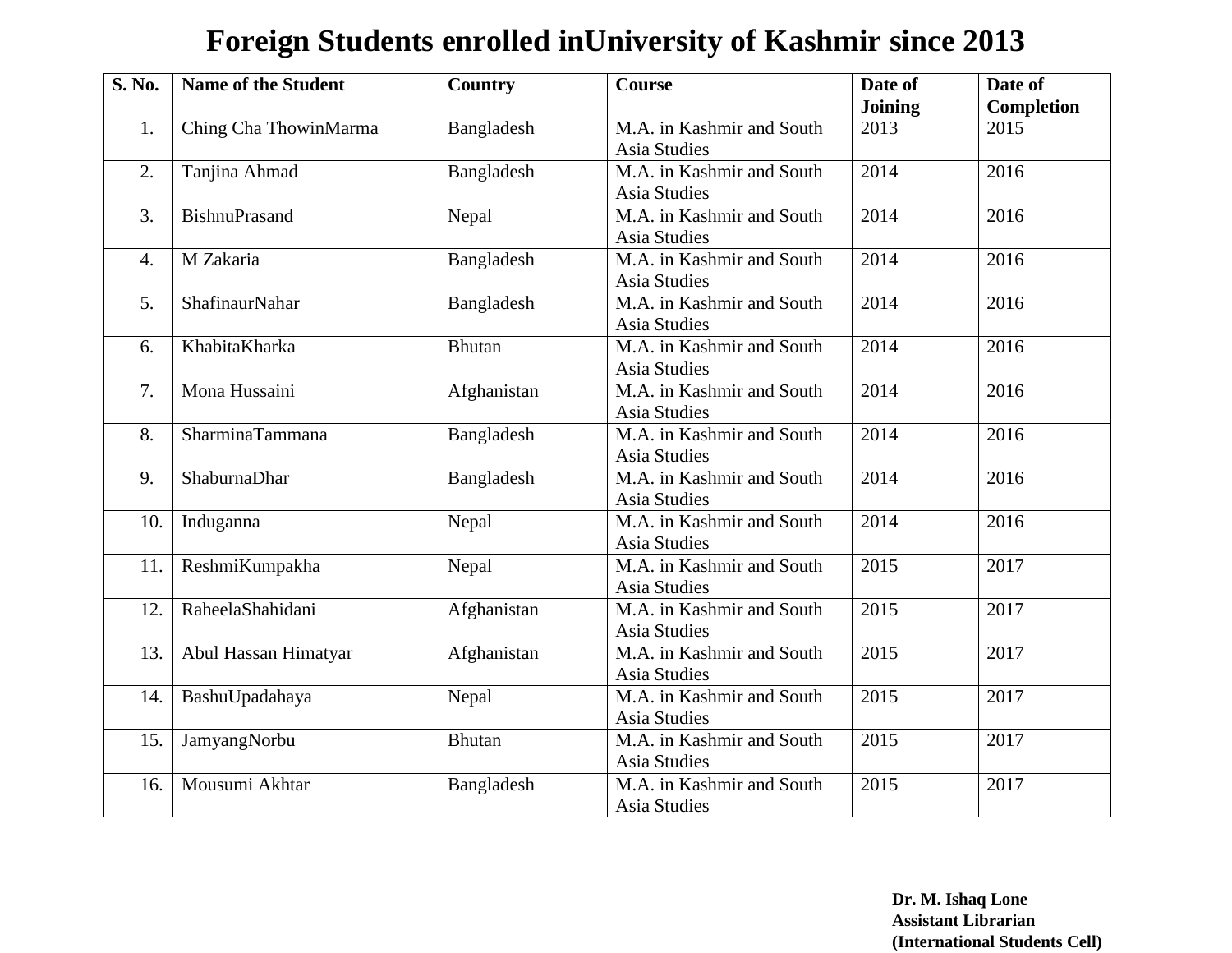# Foreign Students enrolled inUniversity of Kashmir since 2013

| S. No. | Name of the Student | Country | Course | Date of Joining | Date of Completion |
|---|---|---|---|---|---|
| 1. | Ching Cha ThowinMarma | Bangladesh | M.A. in Kashmir and South Asia Studies | 2013 | 2015 |
| 2. | Tanjina Ahmad | Bangladesh | M.A. in Kashmir and South Asia Studies | 2014 | 2016 |
| 3. | BishnuPrasand | Nepal | M.A. in Kashmir and South Asia Studies | 2014 | 2016 |
| 4. | M Zakaria | Bangladesh | M.A. in Kashmir and South Asia Studies | 2014 | 2016 |
| 5. | ShafinaurNahar | Bangladesh | M.A. in Kashmir and South Asia Studies | 2014 | 2016 |
| 6. | KhabitaKharka | Bhutan | M.A. in Kashmir and South Asia Studies | 2014 | 2016 |
| 7. | Mona Hussaini | Afghanistan | M.A. in Kashmir and South Asia Studies | 2014 | 2016 |
| 8. | SharminaTammana | Bangladesh | M.A. in Kashmir and South Asia Studies | 2014 | 2016 |
| 9. | ShaburnaDhar | Bangladesh | M.A. in Kashmir and South Asia Studies | 2014 | 2016 |
| 10. | Induganna | Nepal | M.A. in Kashmir and South Asia Studies | 2014 | 2016 |
| 11. | ReshmiKumpakha | Nepal | M.A. in Kashmir and South Asia Studies | 2015 | 2017 |
| 12. | RaheelaShahidani | Afghanistan | M.A. in Kashmir and South Asia Studies | 2015 | 2017 |
| 13. | Abul Hassan Himatyar | Afghanistan | M.A. in Kashmir and South Asia Studies | 2015 | 2017 |
| 14. | BashuUpadahaya | Nepal | M.A. in Kashmir and South Asia Studies | 2015 | 2017 |
| 15. | JamyangNorbu | Bhutan | M.A. in Kashmir and South Asia Studies | 2015 | 2017 |
| 16. | Mousumi Akhtar | Bangladesh | M.A. in Kashmir and South Asia Studies | 2015 | 2017 |

**Dr. M. Ishaq Lone**
**Assistant Librarian**
**(International Students Cell)**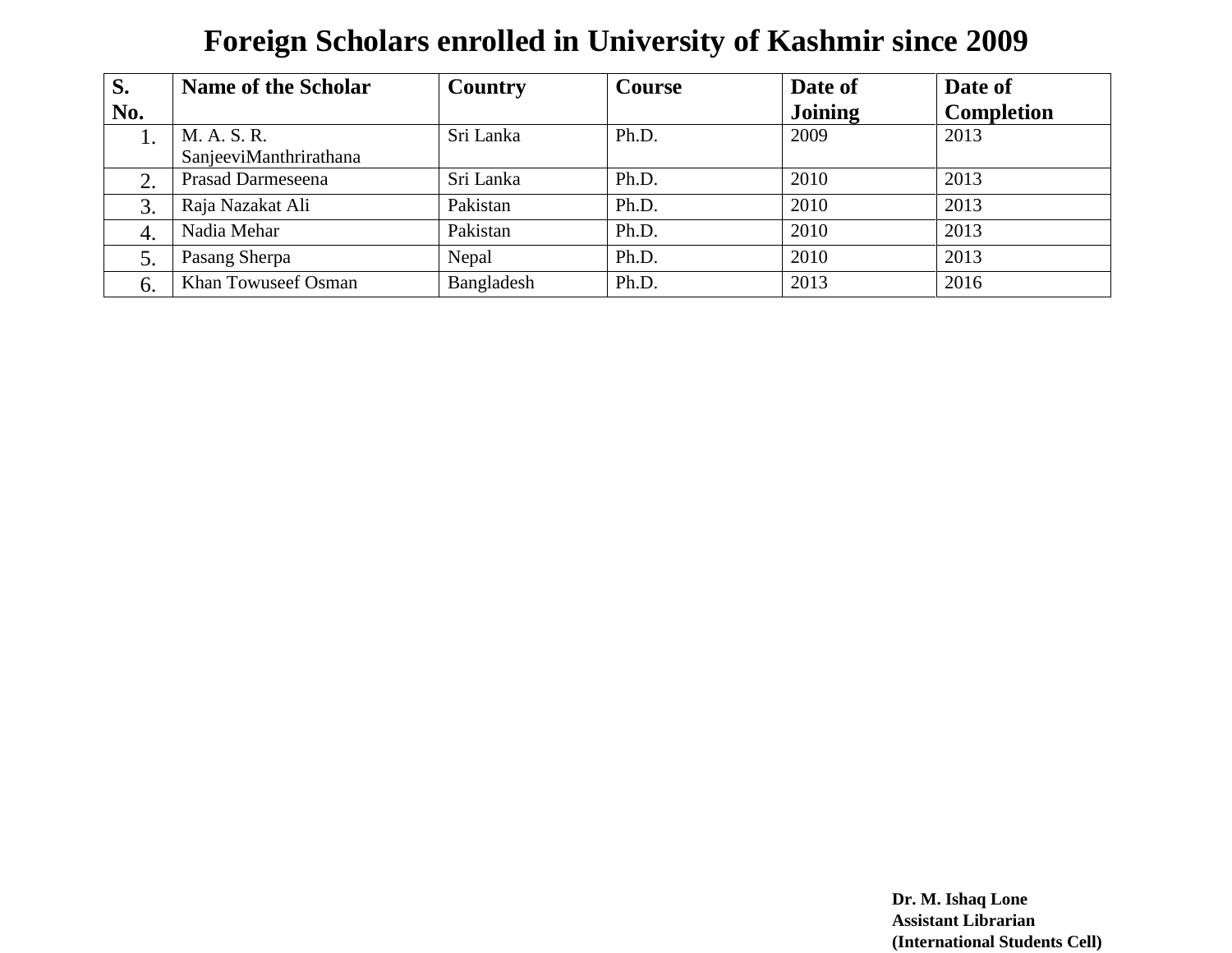# Foreign Scholars enrolled in University of Kashmir since 2009

| S. No. | Name of the Scholar | Country | Course | Date of Joining | Date of Completion |
|---|---|---|---|---|---|
| 1. | M. A. S. R. SanjeeviManthrirathana | Sri Lanka | Ph.D. | 2009 | 2013 |
| 2. | Prasad Darmeseena | Sri Lanka | Ph.D. | 2010 | 2013 |
| 3. | Raja Nazakat Ali | Pakistan | Ph.D. | 2010 | 2013 |
| 4. | Nadia Mehar | Pakistan | Ph.D. | 2010 | 2013 |
| 5. | Pasang Sherpa | Nepal | Ph.D. | 2010 | 2013 |
| 6. | Khan Towuseef Osman | Bangladesh | Ph.D. | 2013 | 2016 |

**Dr. M. Ishaq Lone**
**Assistant Librarian**
**(International Students Cell)**